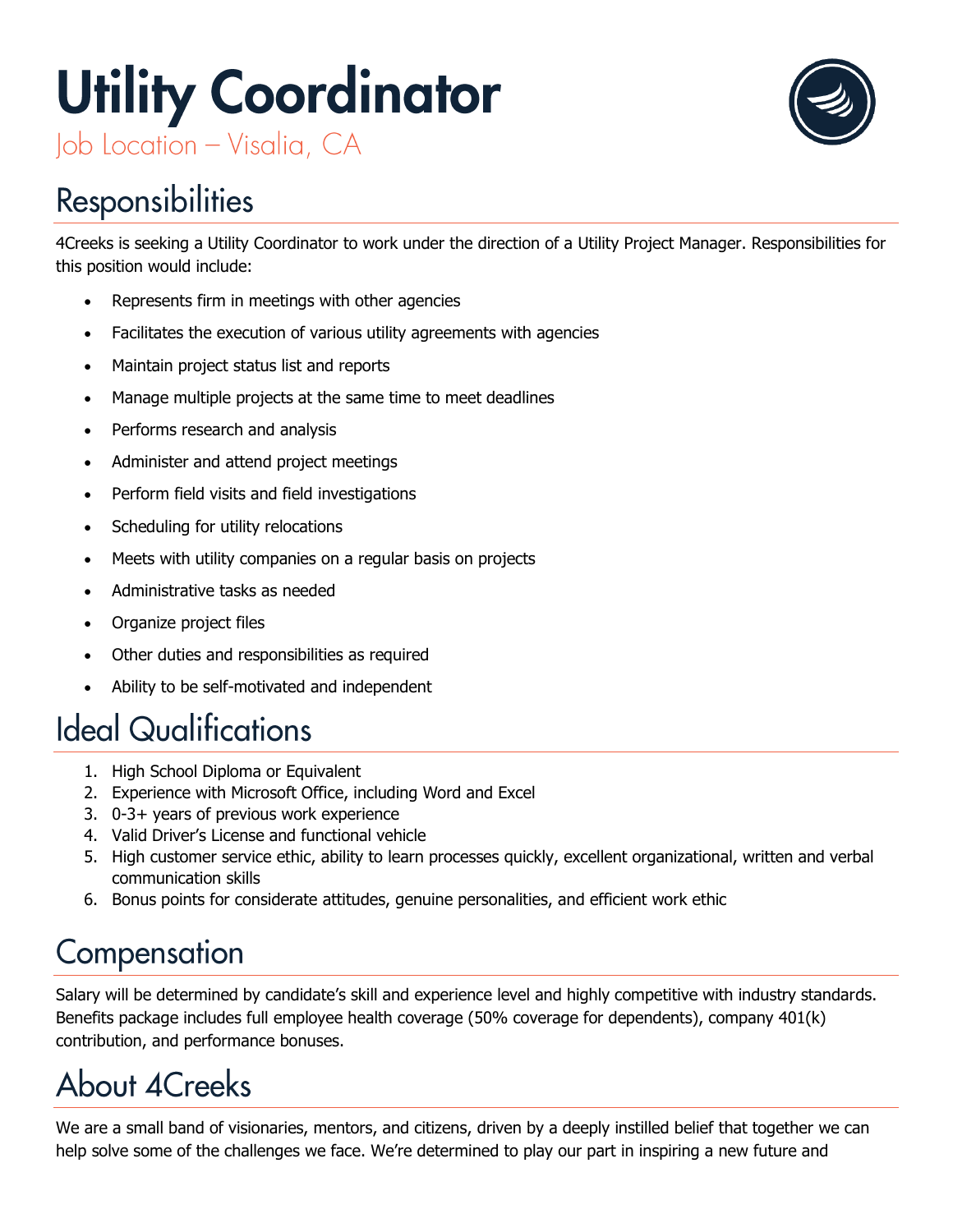# Utility Coordinator

Job Location – Visalia, CA

## Responsibilities

4Creeks is seeking a Utility Coordinator to work under the direction of a Utility Project Manager. Responsibilities for this position would include:

- Represents firm in meetings with other agencies
- Facilitates the execution of various utility agreements with agencies
- Maintain project status list and reports
- Manage multiple projects at the same time to meet deadlines
- Performs research and analysis
- Administer and attend project meetings
- Perform field visits and field investigations
- Scheduling for utility relocations
- Meets with utility companies on a regular basis on projects
- Administrative tasks as needed
- Organize project files
- Other duties and responsibilities as required
- Ability to be self-motivated and independent

## Ideal Qualifications

1. High School Diploma or Equivalent
2. Experience with Microsoft Office, including Word and Excel
3. 0-3+ years of previous work experience
4. Valid Driver's License and functional vehicle
5. High customer service ethic, ability to learn processes quickly, excellent organizational, written and verbal communication skills
6. Bonus points for considerate attitudes, genuine personalities, and efficient work ethic

## Compensation

Salary will be determined by candidate's skill and experience level and highly competitive with industry standards. Benefits package includes full employee health coverage (50% coverage for dependents), company 401(k) contribution, and performance bonuses.

## About 4Creeks

We are a small band of visionaries, mentors, and citizens, driven by a deeply instilled belief that together we can help solve some of the challenges we face. We're determined to play our part in inspiring a new future and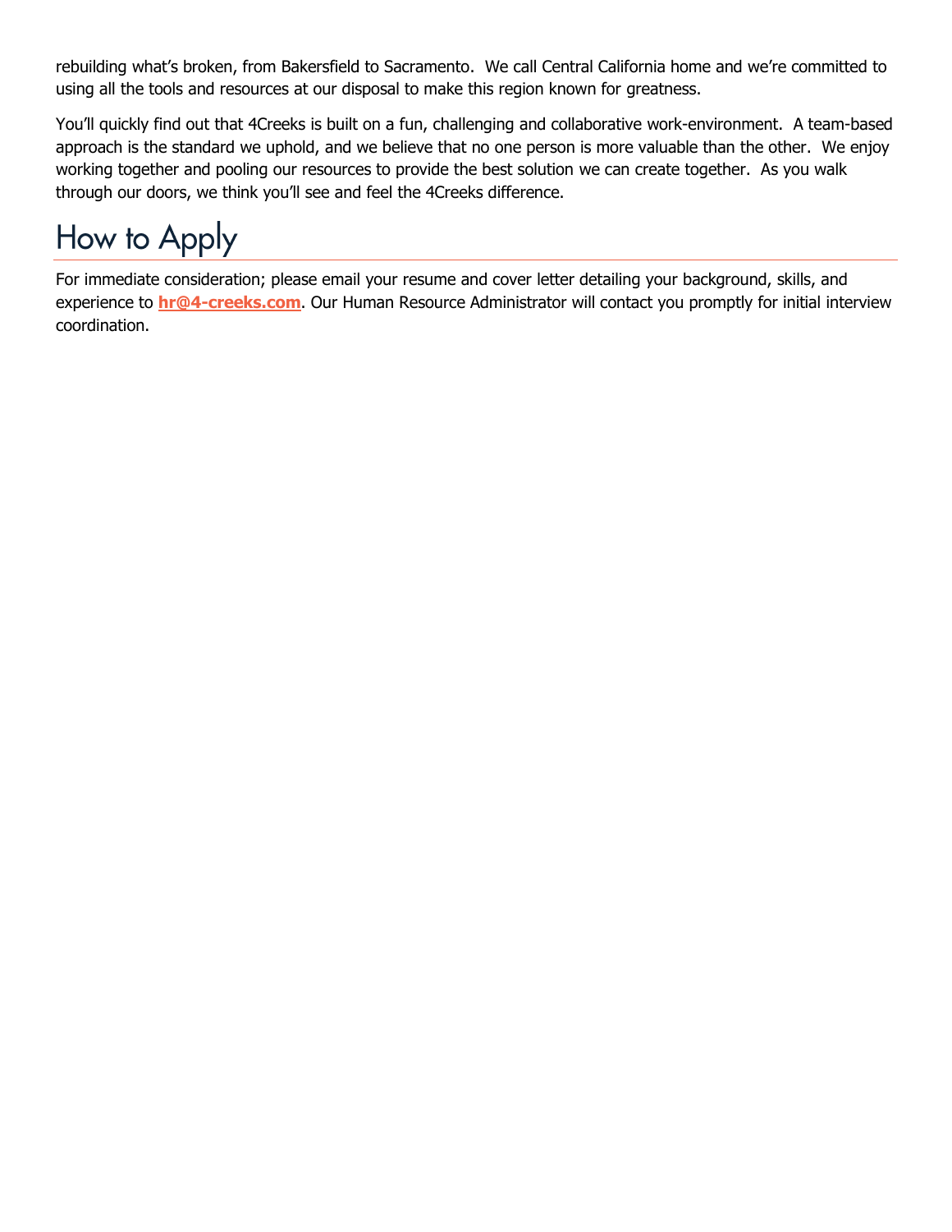rebuilding what's broken, from Bakersfield to Sacramento. We call Central California home and we're committed to using all the tools and resources at our disposal to make this region known for greatness.

You'll quickly find out that 4Creeks is built on a fun, challenging and collaborative work-environment. A team-based approach is the standard we uphold, and we believe that no one person is more valuable than the other. We enjoy working together and pooling our resources to provide the best solution we can create together. As you walk through our doors, we think you'll see and feel the 4Creeks difference.

# How to Apply

For immediate consideration; please email your resume and cover letter detailing your background, skills, and experience to **hr@4-creeks.com**. Our Human Resource Administrator will contact you promptly for initial interview coordination.